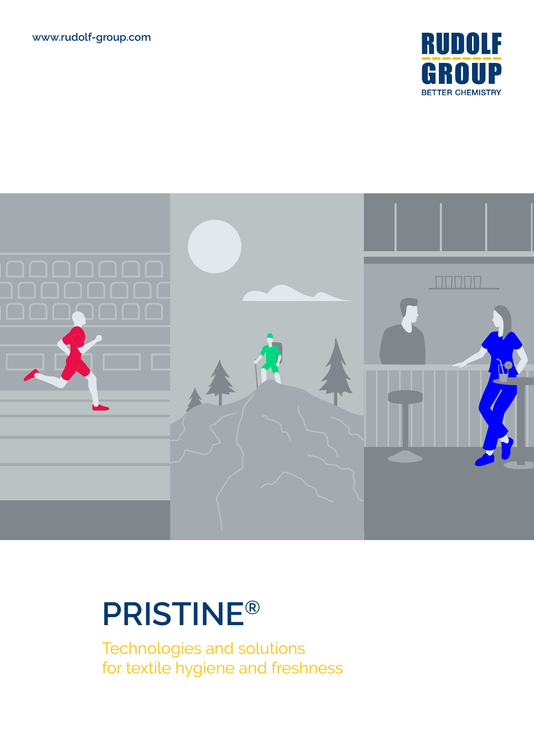www.rudolf-group.com

RUDOLF GROUP

BETTER CHEMISTRY

# PRISTINE®

Technologies and solutions
for textile hygiene and freshness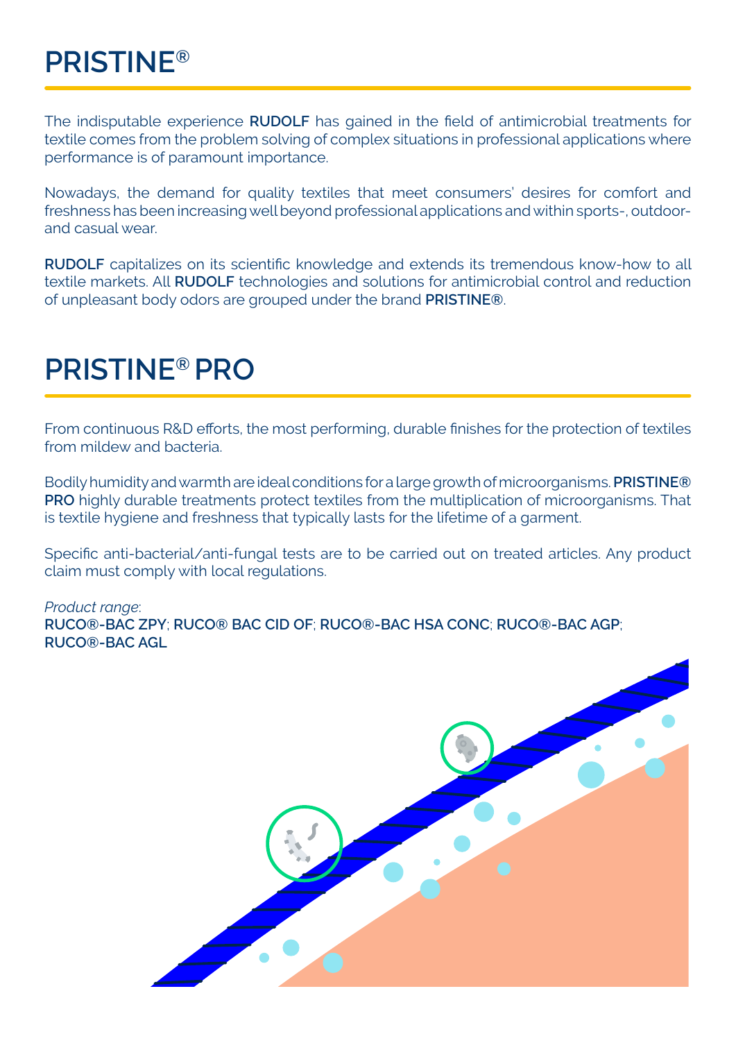# PRISTINE®

The indisputable experience **RUDOLF** has gained in the field of antimicrobial treatments for textile comes from the problem solving of complex situations in professional applications where performance is of paramount importance.

Nowadays, the demand for quality textiles that meet consumers' desires for comfort and freshness has been increasing well beyond professional applications and within sports-, outdoor- and casual wear.

**RUDOLF** capitalizes on its scientific knowledge and extends its tremendous know-how to all textile markets. All **RUDOLF** technologies and solutions for antimicrobial control and reduction of unpleasant body odors are grouped under the brand **PRISTINE®**.

# PRISTINE® PRO

From continuous R&D efforts, the most performing, durable finishes for the protection of textiles from mildew and bacteria.

Bodily humidity and warmth are ideal conditions for a large growth of microorganisms. **PRISTINE® PRO** highly durable treatments protect textiles from the multiplication of microorganisms. That is textile hygiene and freshness that typically lasts for the lifetime of a garment.

Specific anti-bacterial/anti-fungal tests are to be carried out on treated articles. Any product claim must comply with local regulations.

*Product range*:
**RUCO®-BAC ZPY**; **RUCO® BAC CID OF**; **RUCO®-BAC HSA CONC**; **RUCO®-BAC AGP**; **RUCO®-BAC AGL**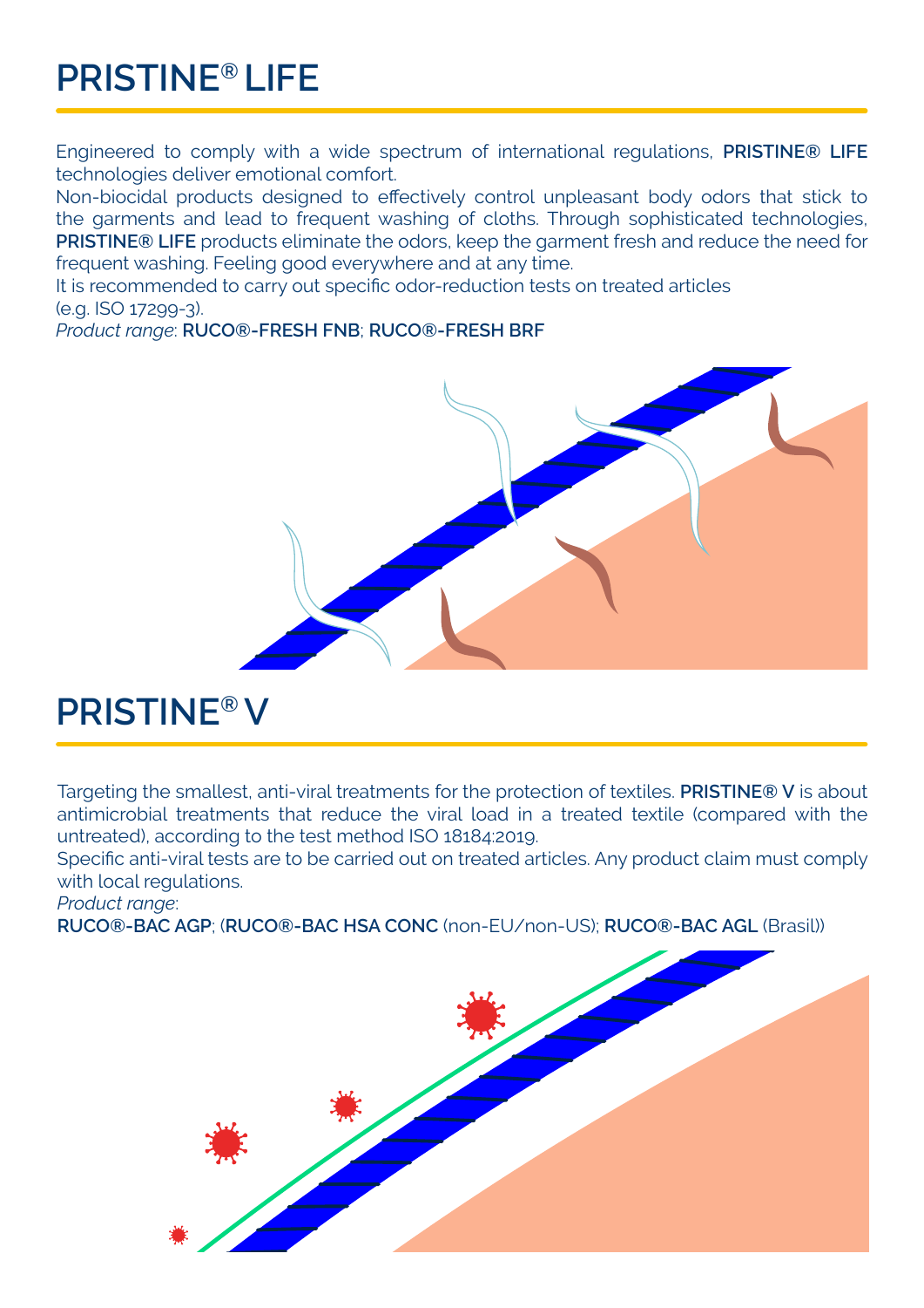# PRISTINE® LIFE

Engineered to comply with a wide spectrum of international regulations, **PRISTINE® LIFE** technologies deliver emotional comfort.

Non-biocidal products designed to effectively control unpleasant body odors that stick to the garments and lead to frequent washing of cloths. Through sophisticated technologies, **PRISTINE® LIFE** products eliminate the odors, keep the garment fresh and reduce the need for frequent washing. Feeling good everywhere and at any time.

It is recommended to carry out specific odor-reduction tests on treated articles (e.g. ISO 17299-3).

*Product range*: **RUCO®-FRESH FNB**; **RUCO®-FRESH BRF**

# PRISTINE® V

Targeting the smallest, anti-viral treatments for the protection of textiles. **PRISTINE® V** is about antimicrobial treatments that reduce the viral load in a treated textile (compared with the untreated), according to the test method ISO 18184:2019.

Specific anti-viral tests are to be carried out on treated articles. Any product claim must comply with local regulations.

*Product range*:

**RUCO®-BAC AGP**; (**RUCO®-BAC HSA CONC** (non-EU/non-US); **RUCO®-BAC AGL** (Brasil))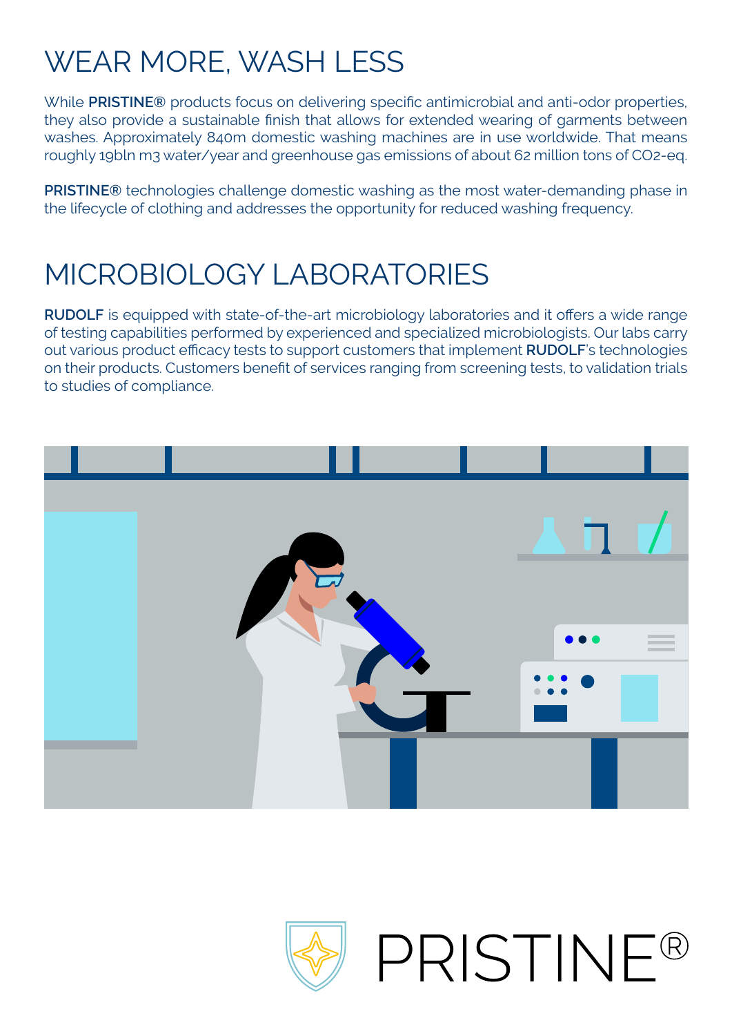# WEAR MORE, WASH LESS

While **PRISTINE®** products focus on delivering specific antimicrobial and anti-odor properties, they also provide a sustainable finish that allows for extended wearing of garments between washes. Approximately 840m domestic washing machines are in use worldwide. That means roughly 19bln m3 water/year and greenhouse gas emissions of about 62 million tons of $CO_2$-eq.

**PRISTINE®** technologies challenge domestic washing as the most water-demanding phase in the lifecycle of clothing and addresses the opportunity for reduced washing frequency.

# MICROBIOLOGY LABORATORIES

**RUDOLF** is equipped with state-of-the-art microbiology laboratories and it offers a wide range of testing capabilities performed by experienced and specialized microbiologists. Our labs carry out various product efficacy tests to support customers that implement **RUDOLF**'s technologies on their products. Customers benefit of services ranging from screening tests, to validation trials to studies of compliance.

PRISTINE®